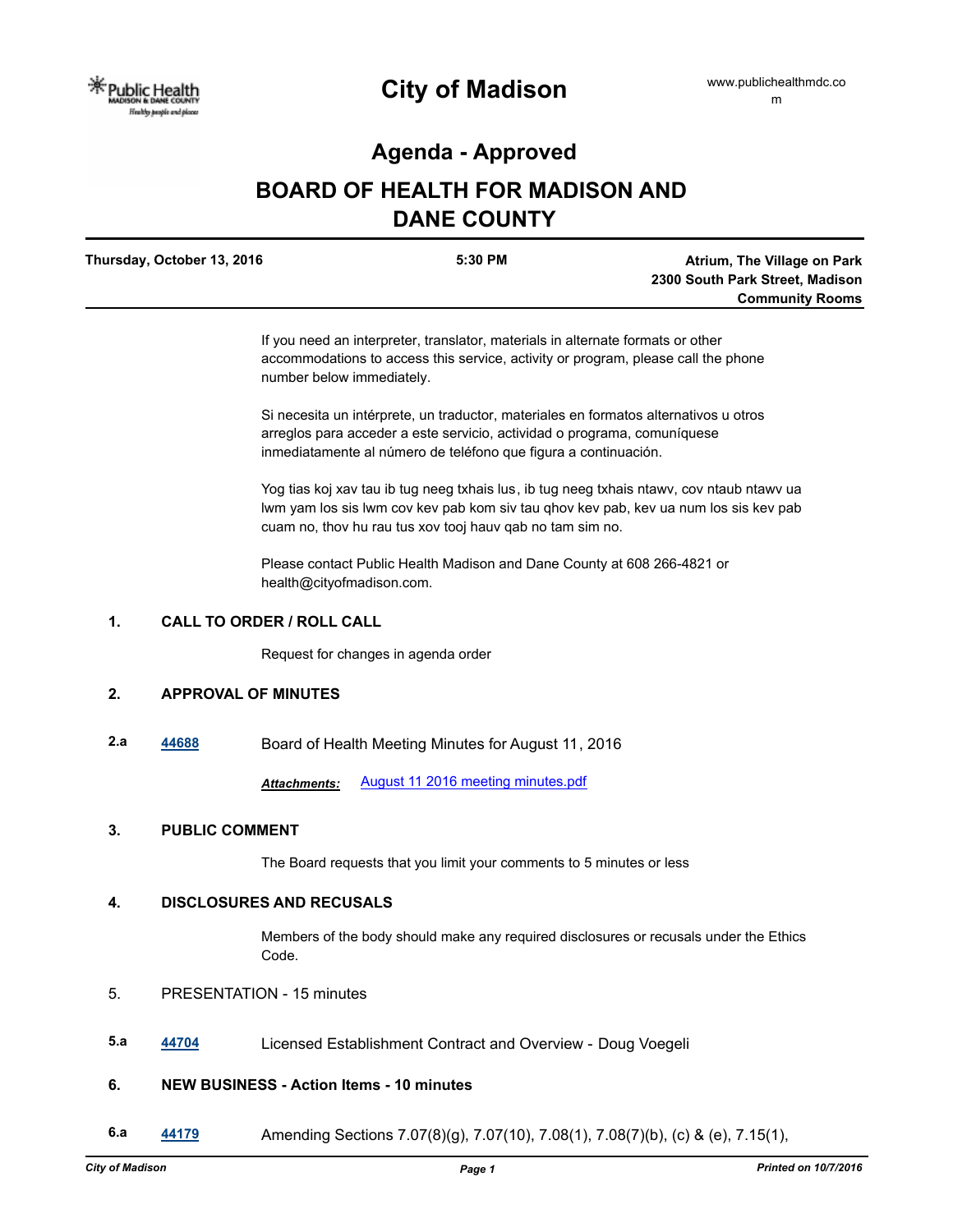# City of Madison

www.publichealthmdc.com

## Agenda - Approved

# BOARD OF HEALTH FOR MADISON AND DANE COUNTY

**Thursday, October 13, 2016** | **5:30 PM** | **Atrium, The Village on Park 2300 South Park Street, Madison Community Rooms**

If you need an interpreter, translator, materials in alternate formats or other accommodations to access this service, activity or program, please call the phone number below immediately.

Si necesita un intérprete, un traductor, materiales en formatos alternativos u otros arreglos para acceder a este servicio, actividad o programa, comuníquese inmediatamente al número de teléfono que figura a continuación.

Yog tias koj xav tau ib tug neeg txhais lus, ib tug neeg txhais ntawv, cov ntaub ntawv ua lwm yam los sis lwm cov kev pab kom siv tau qhov kev pab, kev ua num los sis kev pab cuam no, thov hu rau tus xov tooj hauv qab no tam sim no.

Please contact Public Health Madison and Dane County at 608 266-4821 or health@cityofmadison.com.

**1. CALL TO ORDER / ROLL CALL**

Request for changes in agenda order

**2. APPROVAL OF MINUTES**

**2.a** [44688](44688) Board of Health Meeting Minutes for August 11, 2016

*Attachments:* August 11 2016 meeting minutes.pdf

**3. PUBLIC COMMENT**

The Board requests that you limit your comments to 5 minutes or less

**4. DISCLOSURES AND RECUSALS**

Members of the body should make any required disclosures or recusals under the Ethics Code.

5. PRESENTATION - 15 minutes

**5.a** [44704](44704) Licensed Establishment Contract and Overview - Doug Voegeli

**6. NEW BUSINESS - Action Items - 10 minutes**

**6.a** [44179](44179) Amending Sections 7.07(8)(g), 7.07(10), 7.08(1), 7.08(7)(b), (c) & (e), 7.15(1),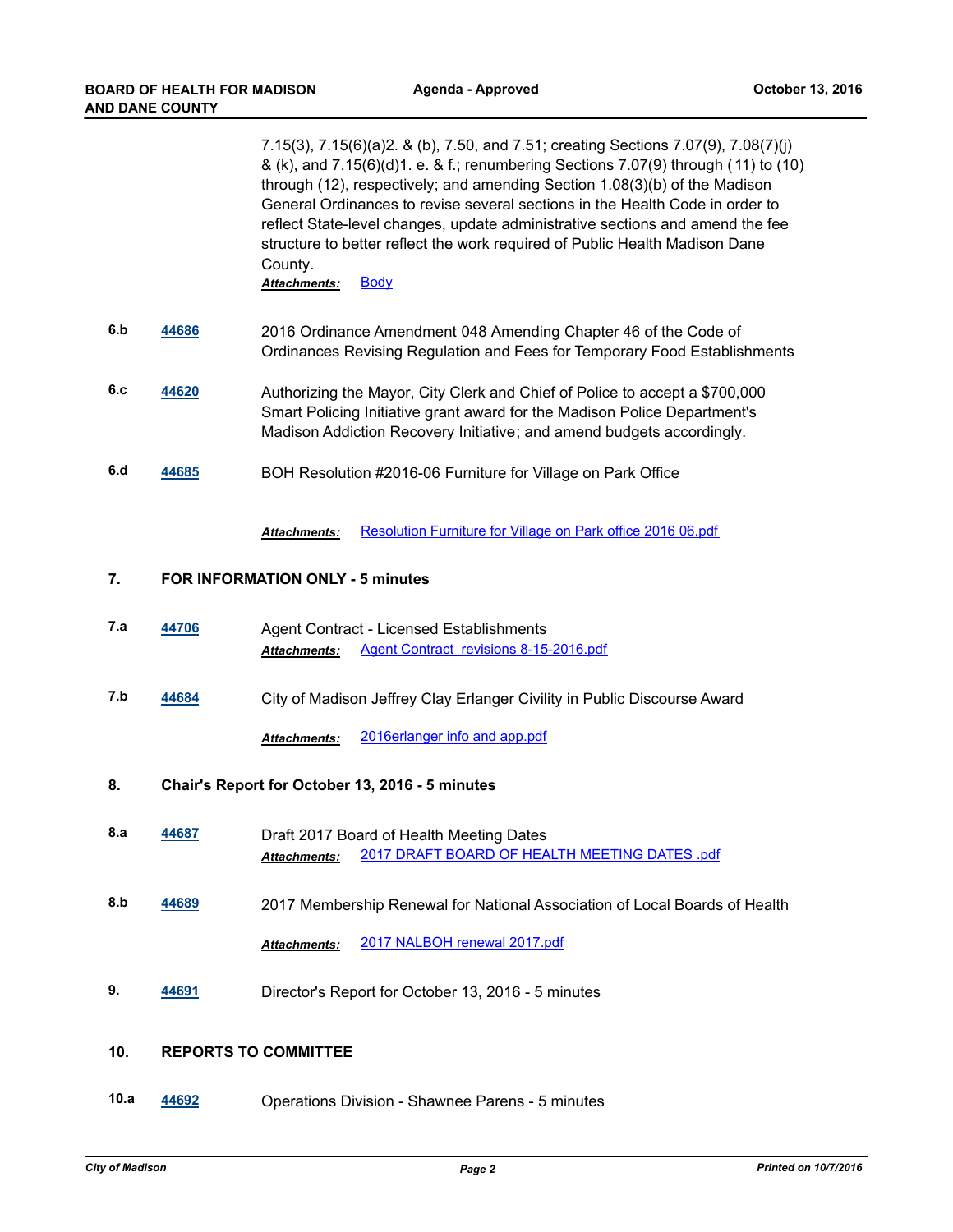7.15(3), 7.15(6)(a)2. & (b), 7.50, and 7.51; creating Sections 7.07(9), 7.08(7)(j) & (k), and 7.15(6)(d)1. e. & f.; renumbering Sections 7.07(9) through ( 11) to (10) through (12), respectively; and amending Section 1.08(3)(b) of the Madison General Ordinances to revise several sections in the Health Code in order to reflect State-level changes, update administrative sections and amend the fee structure to better reflect the work required of Public Health Madison Dane County.

***Attachments:*** Body

**6.b** **44686** 2016 Ordinance Amendment 048 Amending Chapter 46 of the Code of Ordinances Revising Regulation and Fees for Temporary Food Establishments

**6.c** **44620** Authorizing the Mayor, City Clerk and Chief of Police to accept a $700,000 Smart Policing Initiative grant award for the Madison Police Department's Madison Addiction Recovery Initiative; and amend budgets accordingly.

**6.d** **44685** BOH Resolution #2016-06 Furniture for Village on Park Office

***Attachments:*** Resolution Furniture for Village on Park office 2016 06.pdf

## 7. FOR INFORMATION ONLY - 5 minutes

**7.a** **44706** Agent Contract - Licensed Establishments

***Attachments:*** Agent Contract revisions 8-15-2016.pdf

**7.b** **44684** City of Madison Jeffrey Clay Erlanger Civility in Public Discourse Award

***Attachments:*** 2016erlanger info and app.pdf

## 8. Chair's Report for October 13, 2016 - 5 minutes

**8.a** **44687** Draft 2017 Board of Health Meeting Dates

***Attachments:*** 2017 DRAFT BOARD OF HEALTH MEETING DATES .pdf

**8.b** **44689** 2017 Membership Renewal for National Association of Local Boards of Health

***Attachments:*** 2017 NALBOH renewal 2017.pdf

**9.** **44691** Director's Report for October 13, 2016 - 5 minutes

## 10. REPORTS TO COMMITTEE

**10.a** **44692** Operations Division - Shawnee Parens - 5 minutes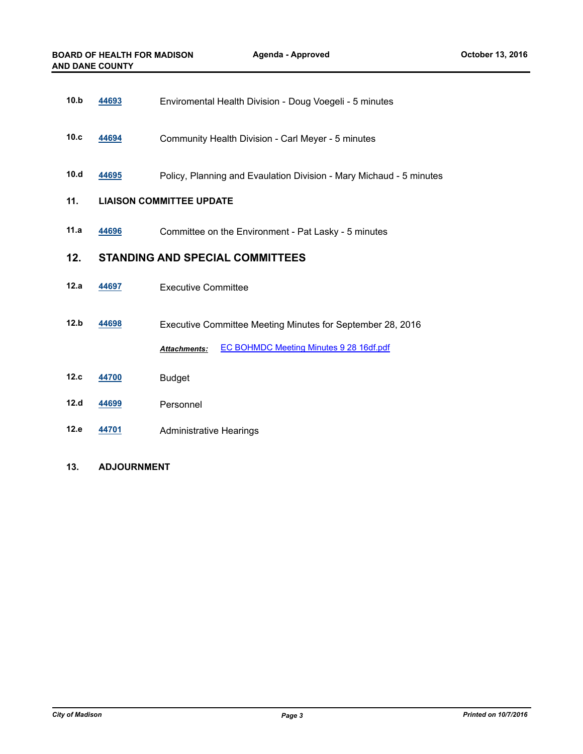**10.b** **44693** Enviromental Health Division - Doug Voegeli - 5 minutes

**10.c** **44694** Community Health Division - Carl Meyer - 5 minutes

**10.d** **44695** Policy, Planning and Evaulation Division - Mary Michaud - 5 minutes

**11. LIAISON COMMITTEE UPDATE**

**11.a** **44696** Committee on the Environment - Pat Lasky - 5 minutes

## 12. STANDING AND SPECIAL COMMITTEES

**12.a** **44697** Executive Committee

**12.b** **44698** Executive Committee Meeting Minutes for September 28, 2016

***Attachments:*** EC BOHMDC Meeting Minutes 9 28 16df.pdf

**12.c** **44700** Budget

**12.d** **44699** Personnel

**12.e** **44701** Administrative Hearings

**13. ADJOURNMENT**